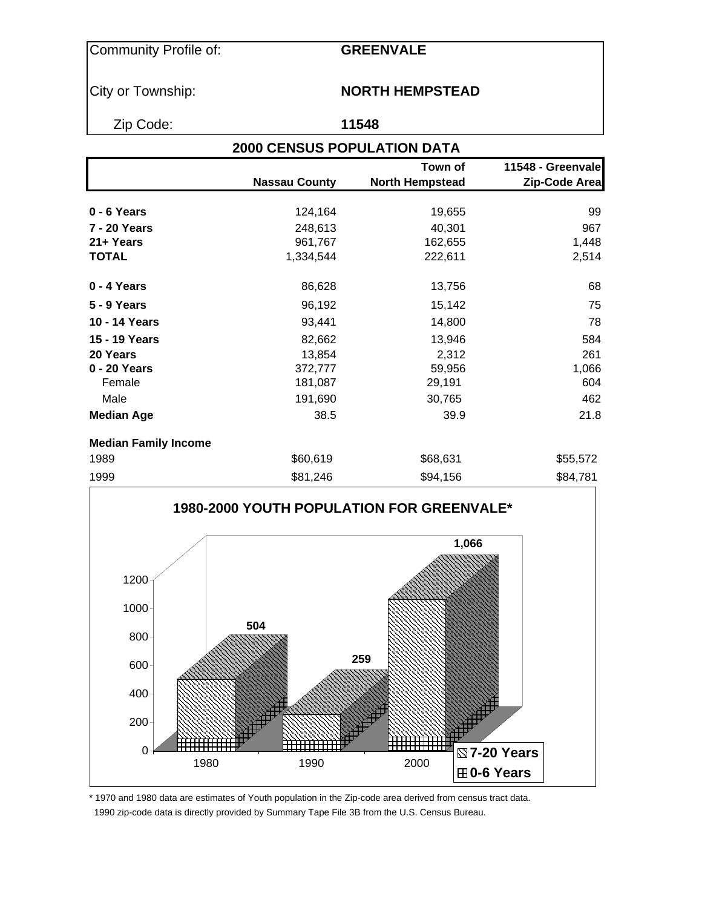| Community Profile of: | GREENVALE |
|---|---|
| City or Township: | NORTH HEMPSTEAD |
| Zip Code: | 11548 |

## 2000 CENSUS POPULATION DATA

| | Nassau County | Town of North Hempstead | 11548 - Greenvale Zip-Code Area |
|---|---|---|---|
| **0 - 6 Years** | 124,164 | 19,655 | 99 |
| **7 - 20 Years** | 248,613 | 40,301 | 967 |
| **21+ Years** | 961,767 | 162,655 | 1,448 |
| **TOTAL** | 1,334,544 | 222,611 | 2,514 |
| **0 - 4 Years** | 86,628 | 13,756 | 68 |
| **5 - 9 Years** | 96,192 | 15,142 | 75 |
| **10 - 14 Years** | 93,441 | 14,800 | 78 |
| **15 - 19 Years** | 82,662 | 13,946 | 584 |
| **20 Years** | 13,854 | 2,312 | 261 |
| **0 - 20 Years** | 372,777 | 59,956 | 1,066 |
| Female | 181,087 | 29,191 | 604 |
| Male | 191,690 | 30,765 | 462 |
| **Median Age** | 38.5 | 39.9 | 21.8 |
| **Median Family Income** | | | |
| 1989 | $60,619 | $68,631 | $55,572 |
| 1999 | $81,246 | $94,156 | $84,781 |

**1980-2000 YOUTH POPULATION FOR GREENVALE***

| Year | Total (0-20 Years) |
|---|---|
| 1980 | 504 |
| 1990 | 259 |
| 2000 | 1,066 |

Legend: 7-20 Years; 0-6 Years

\* 1970 and 1980 data are estimates of Youth population in the Zip-code area derived from census tract data.
1990 zip-code data is directly provided by Summary Tape File 3B from the U.S. Census Bureau.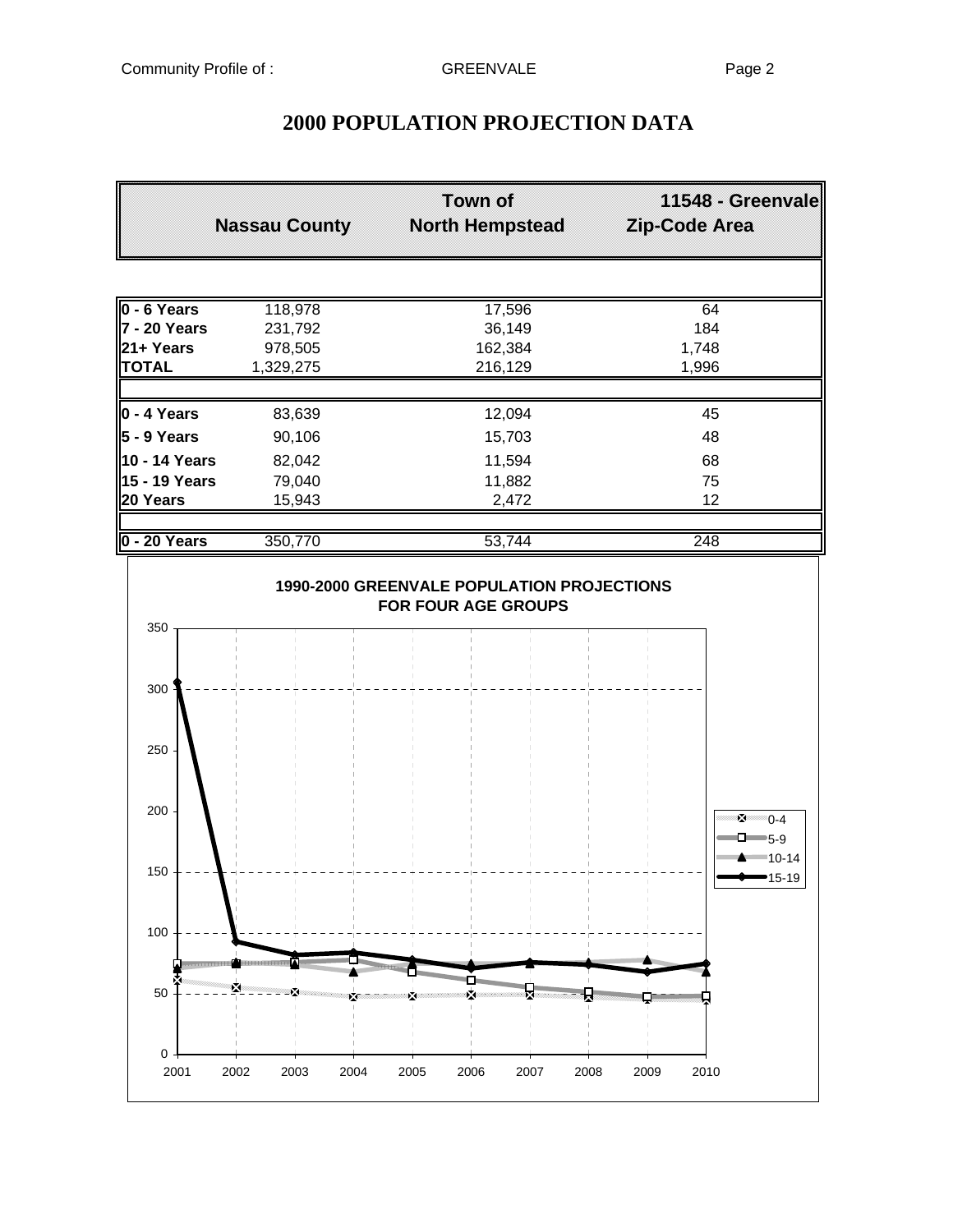# 2000 POPULATION PROJECTION DATA

| | Nassau County | Town of North Hempstead | 11548 - Greenvale Zip-Code Area |
|---|---|---|---|
| **0 - 6 Years** | 118,978 | 17,596 | 64 |
| **7 - 20 Years** | 231,792 | 36,149 | 184 |
| **21+ Years** | 978,505 | 162,384 | 1,748 |
| **TOTAL** | 1,329,275 | 216,129 | 1,996 |
| **0 - 4 Years** | 83,639 | 12,094 | 45 |
| **5 - 9 Years** | 90,106 | 15,703 | 48 |
| **10 - 14 Years** | 82,042 | 11,594 | 68 |
| **15 - 19 Years** | 79,040 | 11,882 | 75 |
| **20 Years** | 15,943 | 2,472 | 12 |
| **0 - 20 Years** | 350,770 | 53,744 | 248 |

**1990-2000 GREENVALE POPULATION PROJECTIONS FOR FOUR AGE GROUPS**

Legend: 0-4, 5-9, 10-14, 15-19

Y-axis: 0, 50, 100, 150, 200, 250, 300, 350

X-axis: 2001, 2002, 2003, 2004, 2005, 2006, 2007, 2008, 2009, 2010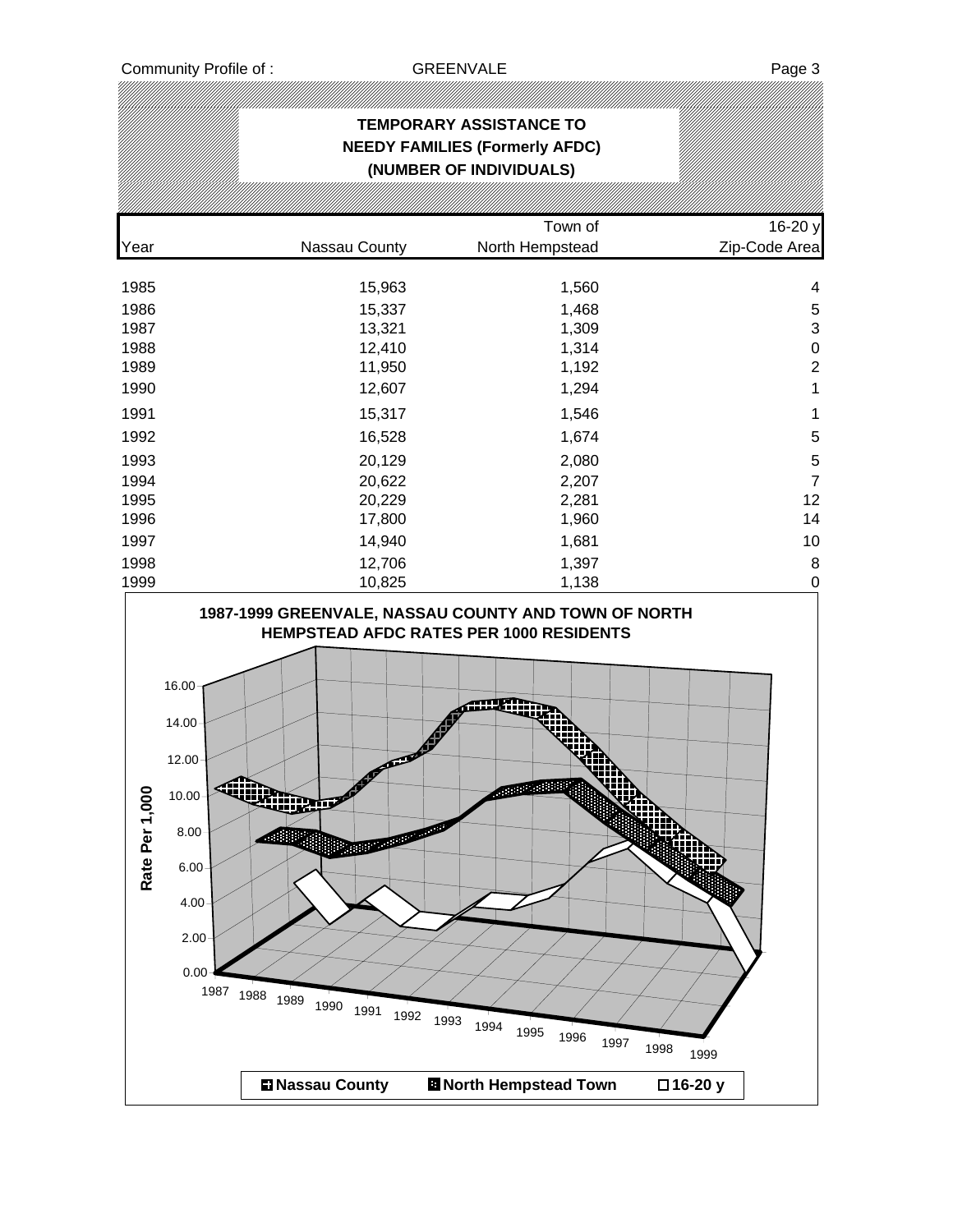## TEMPORARY ASSISTANCE TO NEEDY FAMILIES (Formerly AFDC) (NUMBER OF INDIVIDUALS)

| Year | Nassau County | Town of North Hempstead | 16-20 y Zip-Code Area |
|---|---|---|---|
| 1985 | 15,963 | 1,560 | 4 |
| 1986 | 15,337 | 1,468 | 5 |
| 1987 | 13,321 | 1,309 | 3 |
| 1988 | 12,410 | 1,314 | 0 |
| 1989 | 11,950 | 1,192 | 2 |
| 1990 | 12,607 | 1,294 | 1 |
| 1991 | 15,317 | 1,546 | 1 |
| 1992 | 16,528 | 1,674 | 5 |
| 1993 | 20,129 | 2,080 | 5 |
| 1994 | 20,622 | 2,207 | 7 |
| 1995 | 20,229 | 2,281 | 12 |
| 1996 | 17,800 | 1,960 | 14 |
| 1997 | 14,940 | 1,681 | 10 |
| 1998 | 12,706 | 1,397 | 8 |
| 1999 | 10,825 | 1,138 | 0 |

**1987-1999 GREENVALE, NASSAU COUNTY AND TOWN OF NORTH HEMPSTEAD AFDC RATES PER 1000 RESIDENTS**

Rate Per 1,000: 0.00, 2.00, 4.00, 6.00, 8.00, 10.00, 12.00, 14.00, 16.00

Years: 1987, 1988, 1989, 1990, 1991, 1992, 1993, 1994, 1995, 1996, 1997, 1998, 1999

Legend: Nassau County, North Hempstead Town, 16-20 y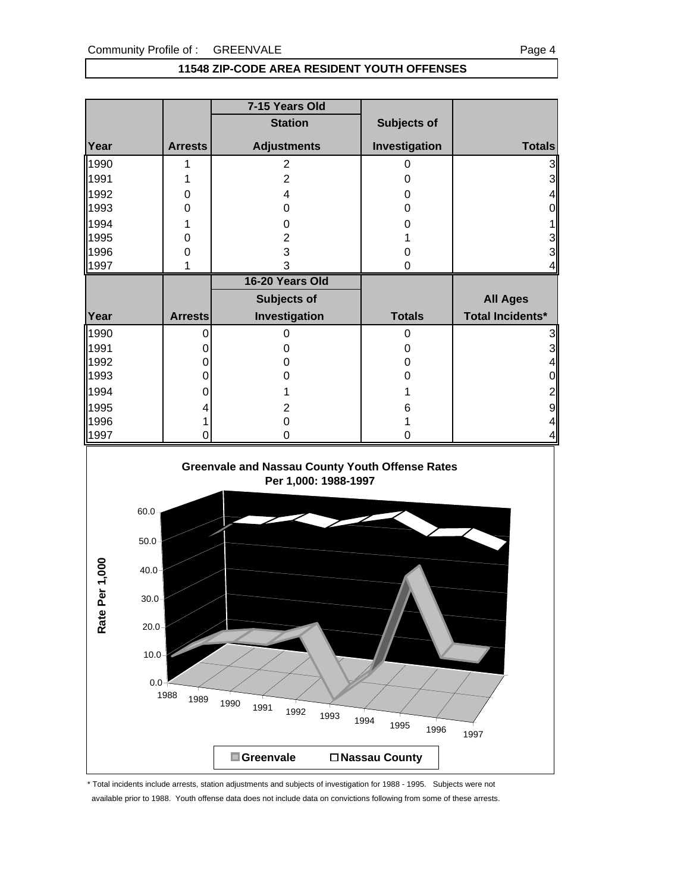## 11548 ZIP-CODE AREA RESIDENT YOUTH OFFENSES

| Year | Arrests | 7-15 Years Old Station Adjustments | Subjects of Investigation | Totals |
|---|---|---|---|---|
| 1990 | 1 | 2 | 0 | 3 |
| 1991 | 1 | 2 | 0 | 3 |
| 1992 | 0 | 4 | 0 | 4 |
| 1993 | 0 | 0 | 0 | 0 |
| 1994 | 1 | 0 | 0 | 1 |
| 1995 | 0 | 2 | 1 | 3 |
| 1996 | 0 | 3 | 0 | 3 |
| 1997 | 1 | 3 | 0 | 4 |

| Year | Arrests | 16-20 Years Old Subjects of Investigation | Totals | All Ages Total Incidents* |
|---|---|---|---|---|
| 1990 | 0 | 0 | 0 | 3 |
| 1991 | 0 | 0 | 0 | 3 |
| 1992 | 0 | 0 | 0 | 4 |
| 1993 | 0 | 0 | 0 | 0 |
| 1994 | 0 | 1 | 1 | 2 |
| 1995 | 4 | 2 | 6 | 9 |
| 1996 | 1 | 0 | 1 | 4 |
| 1997 | 0 | 0 | 0 | 4 |

**Greenvale and Nassau County Youth Offense Rates Per 1,000: 1988-1997**

Rate Per 1,000

60.0, 50.0, 40.0, 30.0, 20.0, 10.0, 0.0

1988, 1989, 1990, 1991, 1992, 1993, 1994, 1995, 1996, 1997

Greenvale / Nassau County

\* Total incidents include arrests, station adjustments and subjects of investigation for 1988 - 1995. Subjects were not available prior to 1988. Youth offense data does not include data on convictions following from some of these arrests.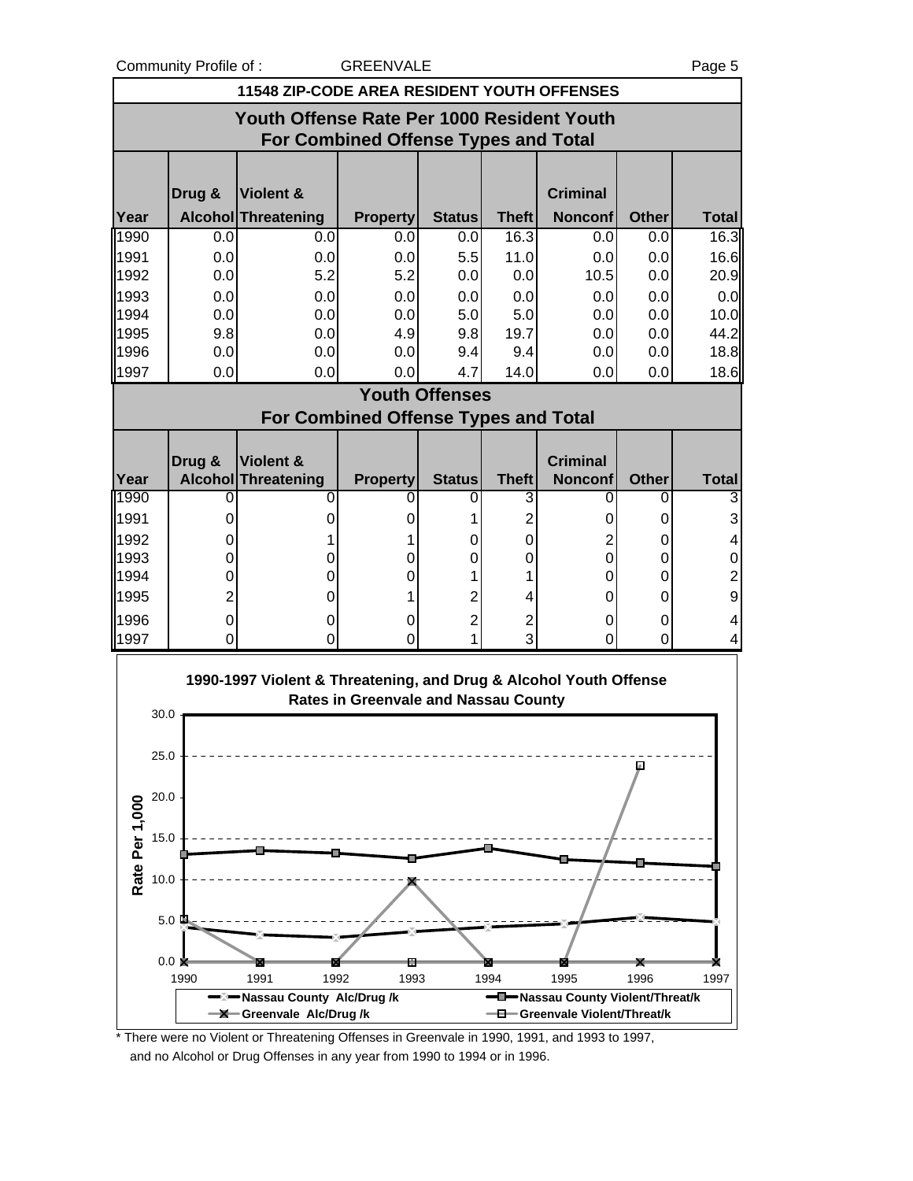## 11548 ZIP-CODE AREA RESIDENT YOUTH OFFENSES

### Youth Offense Rate Per 1000 Resident Youth For Combined Offense Types and Total

| Year | Drug & Alcohol | Violent & Threatening | Property | Status | Theft | Criminal Nonconf | Other | Total |
|---|---|---|---|---|---|---|---|---|
| 1990 | 0.0 | 0.0 | 0.0 | 0.0 | 16.3 | 0.0 | 0.0 | 16.3 |
| 1991 | 0.0 | 0.0 | 0.0 | 5.5 | 11.0 | 0.0 | 0.0 | 16.6 |
| 1992 | 0.0 | 5.2 | 5.2 | 0.0 | 0.0 | 10.5 | 0.0 | 20.9 |
| 1993 | 0.0 | 0.0 | 0.0 | 0.0 | 0.0 | 0.0 | 0.0 | 0.0 |
| 1994 | 0.0 | 0.0 | 0.0 | 5.0 | 5.0 | 0.0 | 0.0 | 10.0 |
| 1995 | 9.8 | 0.0 | 4.9 | 9.8 | 19.7 | 0.0 | 0.0 | 44.2 |
| 1996 | 0.0 | 0.0 | 0.0 | 9.4 | 9.4 | 0.0 | 0.0 | 18.8 |
| 1997 | 0.0 | 0.0 | 0.0 | 4.7 | 14.0 | 0.0 | 0.0 | 18.6 |

### Youth Offenses For Combined Offense Types and Total

| Year | Drug & Alcohol | Violent & Threatening | Property | Status | Theft | Criminal Nonconf | Other | Total |
|---|---|---|---|---|---|---|---|---|
| 1990 | 0 | 0 | 0 | 0 | 3 | 0 | 0 | 3 |
| 1991 | 0 | 0 | 0 | 1 | 2 | 0 | 0 | 3 |
| 1992 | 0 | 1 | 1 | 0 | 0 | 2 | 0 | 4 |
| 1993 | 0 | 0 | 0 | 0 | 0 | 0 | 0 | 0 |
| 1994 | 0 | 0 | 0 | 1 | 1 | 0 | 0 | 2 |
| 1995 | 2 | 0 | 1 | 2 | 4 | 0 | 0 | 9 |
| 1996 | 0 | 0 | 0 | 2 | 2 | 0 | 0 | 4 |
| 1997 | 0 | 0 | 0 | 1 | 3 | 0 | 0 | 4 |

**1990-1997 Violent & Threatening, and Drug & Alcohol Youth Offense Rates in Greenvale and Nassau County**

Legend: Nassau County Alc/Drug /k; Nassau County Violent/Threat/k; Greenvale Alc/Drug /k; Greenvale Violent/Threat/k

\* There were no Violent or Threatening Offenses in Greenvale in 1990, 1991, and 1993 to 1997, and no Alcohol or Drug Offenses in any year from 1990 to 1994 or in 1996.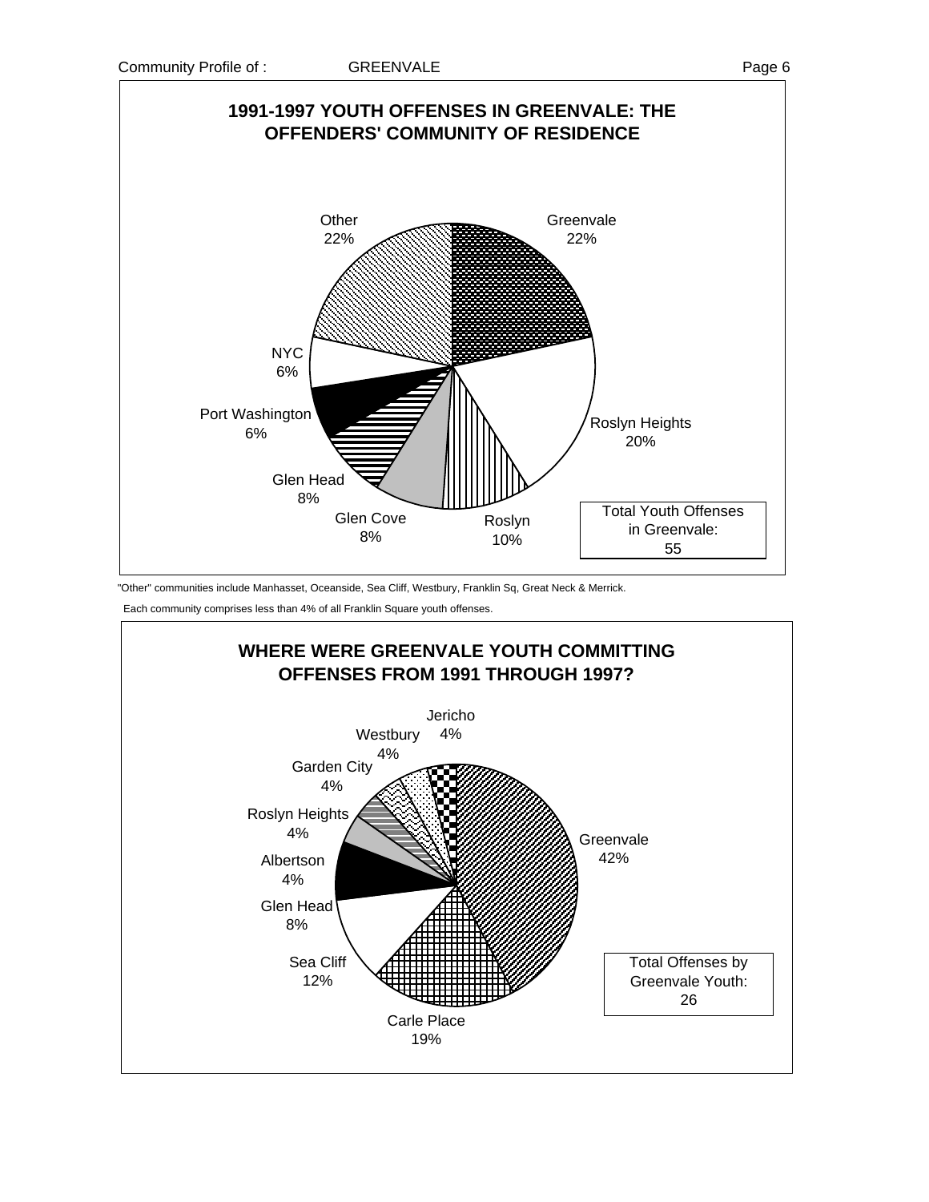## 1991-1997 YOUTH OFFENSES IN GREENVALE: THE OFFENDERS' COMMUNITY OF RESIDENCE

| Community | Percent |
|---|---|
| Greenvale | 22% |
| Roslyn Heights | 20% |
| Roslyn | 10% |
| Glen Cove | 8% |
| Glen Head | 8% |
| Port Washington | 6% |
| NYC | 6% |
| Other | 22% |

Total Youth Offenses in Greenvale: 55

"Other" communities include Manhasset, Oceanside, Sea Cliff, Westbury, Franklin Sq, Great Neck & Merrick.

Each community comprises less than 4% of all Franklin Square youth offenses.

## WHERE WERE GREENVALE YOUTH COMMITTING OFFENSES FROM 1991 THROUGH 1997?

| Community | Percent |
|---|---|
| Greenvale | 42% |
| Carle Place | 19% |
| Sea Cliff | 12% |
| Glen Head | 8% |
| Albertson | 4% |
| Roslyn Heights | 4% |
| Garden City | 4% |
| Westbury | 4% |
| Jericho | 4% |

Total Offenses by Greenvale Youth: 26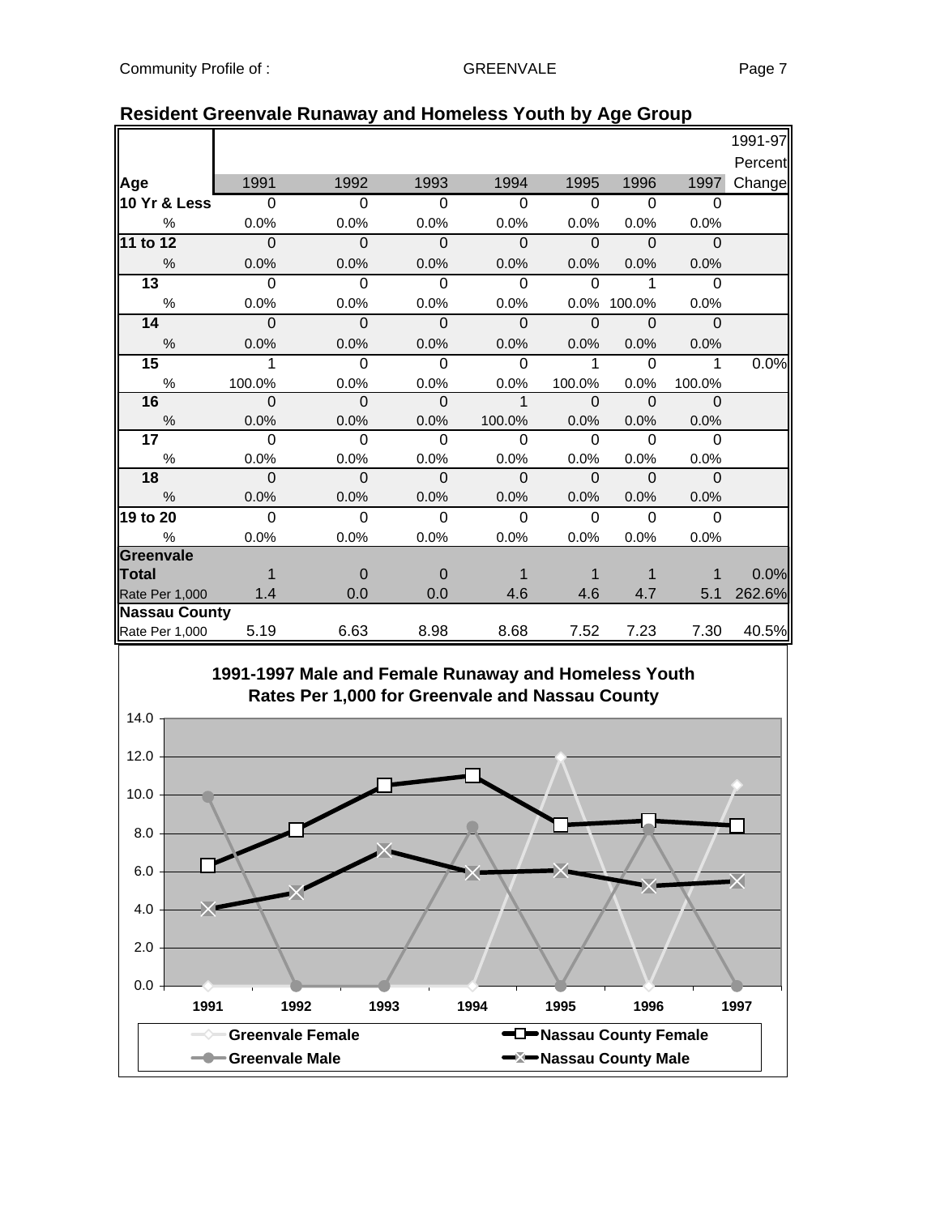## Resident Greenvale Runaway and Homeless Youth by Age Group

| Age | 1991 | 1992 | 1993 | 1994 | 1995 | 1996 | 1997 | 1991-97 Percent Change |
|---|---|---|---|---|---|---|---|---|
| **10 Yr & Less** | 0 | 0 | 0 | 0 | 0 | 0 | 0 | |
| % | 0.0% | 0.0% | 0.0% | 0.0% | 0.0% | 0.0% | 0.0% | |
| **11 to 12** | 0 | 0 | 0 | 0 | 0 | 0 | 0 | |
| % | 0.0% | 0.0% | 0.0% | 0.0% | 0.0% | 0.0% | 0.0% | |
| **13** | 0 | 0 | 0 | 0 | 0 | 1 | 0 | |
| % | 0.0% | 0.0% | 0.0% | 0.0% | 0.0% | 100.0% | 0.0% | |
| **14** | 0 | 0 | 0 | 0 | 0 | 0 | 0 | |
| % | 0.0% | 0.0% | 0.0% | 0.0% | 0.0% | 0.0% | 0.0% | |
| **15** | 1 | 0 | 0 | 0 | 1 | 0 | 1 | 0.0% |
| % | 100.0% | 0.0% | 0.0% | 0.0% | 100.0% | 0.0% | 100.0% | |
| **16** | 0 | 0 | 0 | 1 | 0 | 0 | 0 | |
| % | 0.0% | 0.0% | 0.0% | 100.0% | 0.0% | 0.0% | 0.0% | |
| **17** | 0 | 0 | 0 | 0 | 0 | 0 | 0 | |
| % | 0.0% | 0.0% | 0.0% | 0.0% | 0.0% | 0.0% | 0.0% | |
| **18** | 0 | 0 | 0 | 0 | 0 | 0 | 0 | |
| % | 0.0% | 0.0% | 0.0% | 0.0% | 0.0% | 0.0% | 0.0% | |
| **19 to 20** | 0 | 0 | 0 | 0 | 0 | 0 | 0 | |
| % | 0.0% | 0.0% | 0.0% | 0.0% | 0.0% | 0.0% | 0.0% | |
| **Greenvale Total** | 1 | 0 | 0 | 1 | 1 | 1 | 1 | 0.0% |
| Rate Per 1,000 | 1.4 | 0.0 | 0.0 | 4.6 | 4.6 | 4.7 | 5.1 | 262.6% |
| **Nassau County** | | | | | | | | |
| Rate Per 1,000 | 5.19 | 6.63 | 8.98 | 8.68 | 7.52 | 7.23 | 7.30 | 40.5% |

**1991-1997 Male and Female Runaway and Homeless Youth Rates Per 1,000 for Greenvale and Nassau County**

Legend: Greenvale Female; Greenvale Male; Nassau County Female; Nassau County Male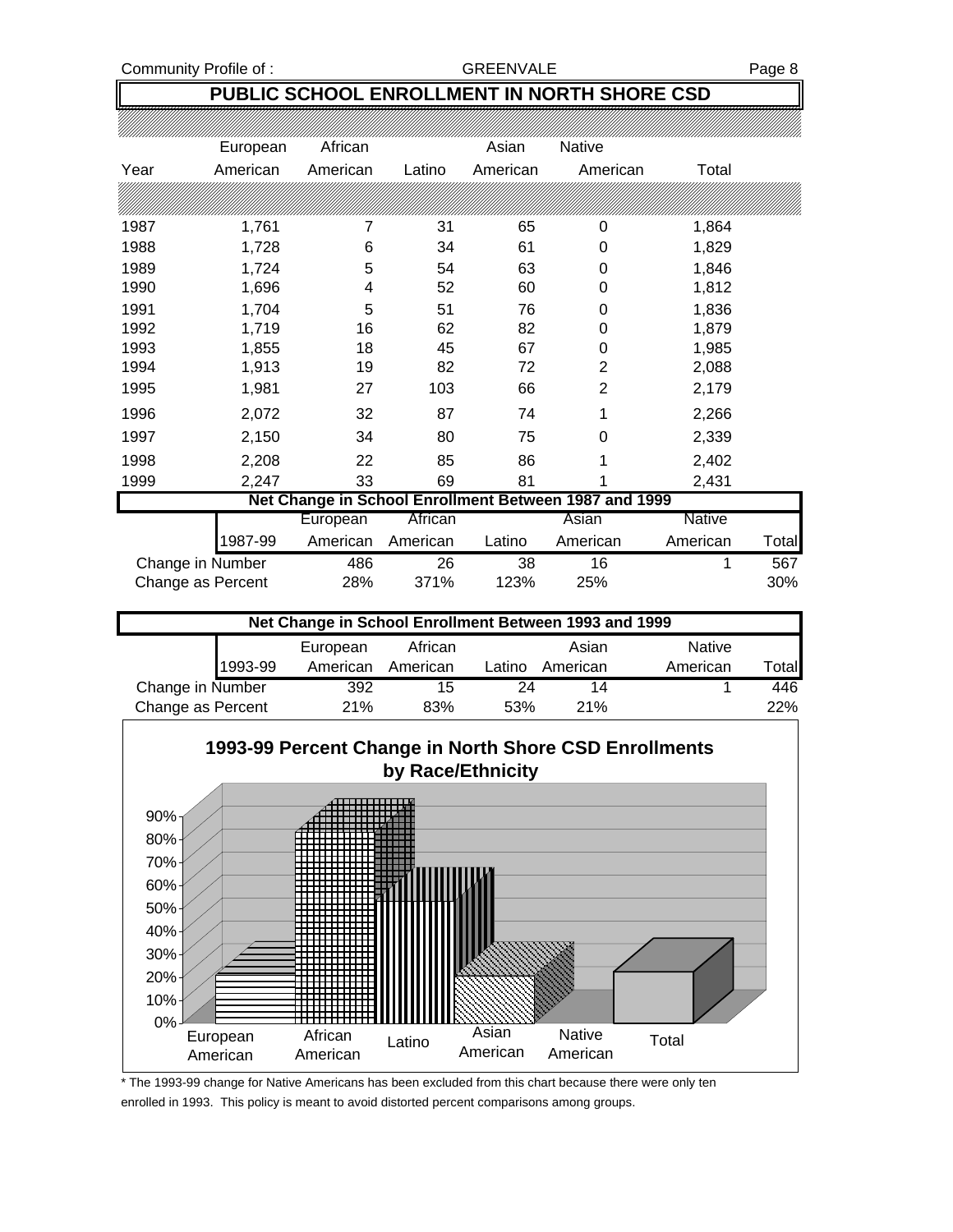## PUBLIC SCHOOL ENROLLMENT IN NORTH SHORE CSD

| Year | European American | African American | Latino | Asian American | Native American | Total |
|---|---|---|---|---|---|---|
| 1987 | 1,761 | 7 | 31 | 65 | 0 | 1,864 |
| 1988 | 1,728 | 6 | 34 | 61 | 0 | 1,829 |
| 1989 | 1,724 | 5 | 54 | 63 | 0 | 1,846 |
| 1990 | 1,696 | 4 | 52 | 60 | 0 | 1,812 |
| 1991 | 1,704 | 5 | 51 | 76 | 0 | 1,836 |
| 1992 | 1,719 | 16 | 62 | 82 | 0 | 1,879 |
| 1993 | 1,855 | 18 | 45 | 67 | 0 | 1,985 |
| 1994 | 1,913 | 19 | 82 | 72 | 2 | 2,088 |
| 1995 | 1,981 | 27 | 103 | 66 | 2 | 2,179 |
| 1996 | 2,072 | 32 | 87 | 74 | 1 | 2,266 |
| 1997 | 2,150 | 34 | 80 | 75 | 0 | 2,339 |
| 1998 | 2,208 | 22 | 85 | 86 | 1 | 2,402 |
| 1999 | 2,247 | 33 | 69 | 81 | 1 | 2,431 |

### Net Change in School Enrollment Between 1987 and 1999

| 1987-99 | European American | African American | Latino | Asian American | Native American | Total |
|---|---|---|---|---|---|---|
| Change in Number | 486 | 26 | 38 | 16 | 1 | 567 |
| Change as Percent | 28% | 371% | 123% | 25% | | 30% |

### Net Change in School Enrollment Between 1993 and 1999

| 1993-99 | European American | African American | Latino | Asian American | Native American | Total |
|---|---|---|---|---|---|---|
| Change in Number | 392 | 15 | 24 | 14 | 1 | 446 |
| Change as Percent | 21% | 83% | 53% | 21% | | 22% |

**1993-99 Percent Change in North Shore CSD Enrollments by Race/Ethnicity**

\* The 1993-99 change for Native Americans has been excluded from this chart because there were only ten enrolled in 1993. This policy is meant to avoid distorted percent comparisons among groups.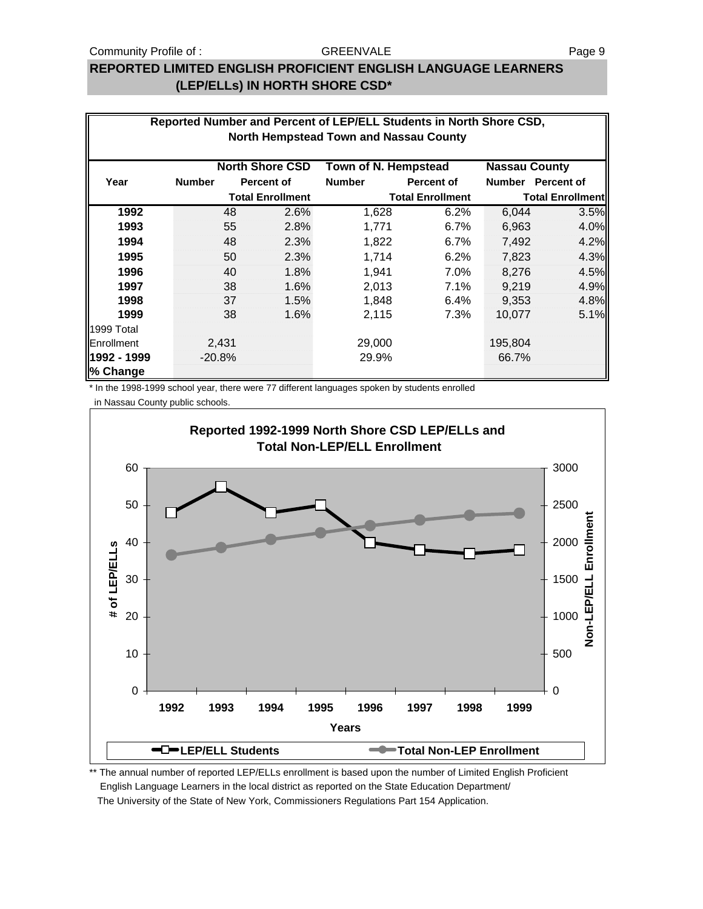## REPORTED LIMITED ENGLISH PROFICIENT ENGLISH LANGUAGE LEARNERS (LEP/ELLs) IN HORTH SHORE CSD*

**Reported Number and Percent of LEP/ELL Students in North Shore CSD, North Hempstead Town and Nassau County**

| Year | North Shore CSD | | Town of N. Hempstead | | Nassau County | |
|---|---|---|---|---|---|---|
| | Number | Percent of Total Enrollment | Number | Percent of Total Enrollment | Number | Percent of Total Enrollment |
| **1992** | 48 | 2.6% | 1,628 | 6.2% | 6,044 | 3.5% |
| **1993** | 55 | 2.8% | 1,771 | 6.7% | 6,963 | 4.0% |
| **1994** | 48 | 2.3% | 1,822 | 6.7% | 7,492 | 4.2% |
| **1995** | 50 | 2.3% | 1,714 | 6.2% | 7,823 | 4.3% |
| **1996** | 40 | 1.8% | 1,941 | 7.0% | 8,276 | 4.5% |
| **1997** | 38 | 1.6% | 2,013 | 7.1% | 9,219 | 4.9% |
| **1998** | 37 | 1.5% | 1,848 | 6.4% | 9,353 | 4.8% |
| **1999** | 38 | 1.6% | 2,115 | 7.3% | 10,077 | 5.1% |
| 1999 Total Enrollment | 2,431 | | 29,000 | | 195,804 | |
| **1992 - 1999 % Change** | -20.8% | | 29.9% | | 66.7% | |

\* In the 1998-1999 school year, there were 77 different languages spoken by students enrolled in Nassau County public schools.

**Reported 1992-1999 North Shore CSD LEP/ELLs and Total Non-LEP/ELL Enrollment**

| Years | 1992 | 1993 | 1994 | 1995 | 1996 | 1997 | 1998 | 1999 |
|---|---|---|---|---|---|---|---|---|
| LEP/ELL Students | 48 | 55 | 48 | 50 | 40 | 38 | 37 | 38 |

Left axis: # of LEP/ELLs (0–60). Right axis: Non-LEP/ELL Enrollment (0–3000).

Legend: LEP/ELL Students; Total Non-LEP Enrollment

\*\* The annual number of reported LEP/ELLs enrollment is based upon the number of Limited English Proficient English Language Learners in the local district as reported on the State Education Department/ The University of the State of New York, Commissioners Regulations Part 154 Application.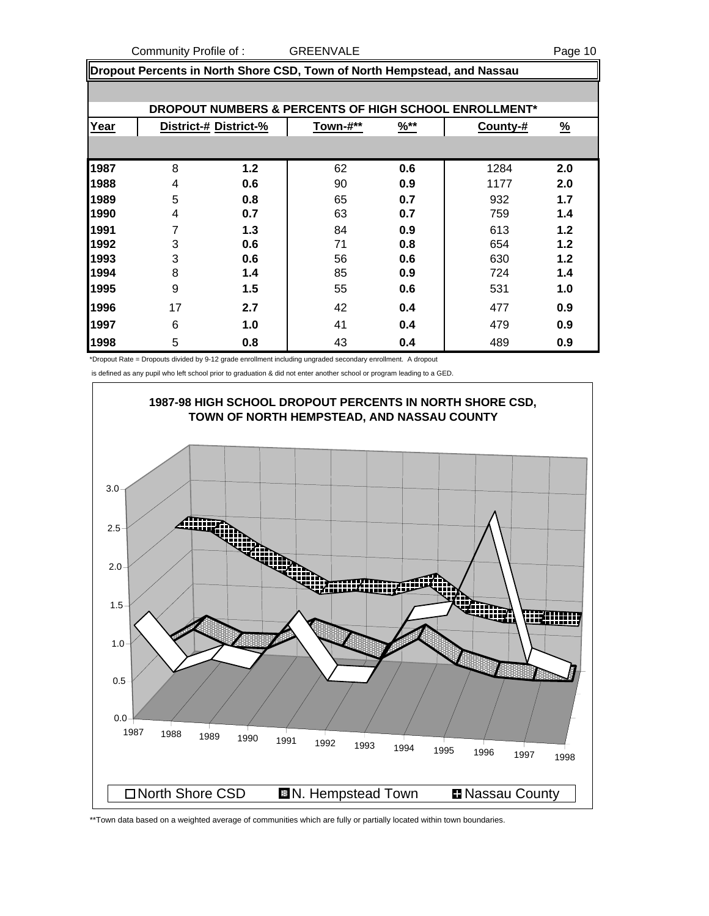Community Profile of : GREENVALE

## Dropout Percents in North Shore CSD, Town of North Hempstead, and Nassau

### DROPOUT NUMBERS & PERCENTS OF HIGH SCHOOL ENROLLMENT*

| Year | District-# | District-% | Town-#** | %** | County-# | % |
|---|---|---|---|---|---|---|
| 1987 | 8 | 1.2 | 62 | 0.6 | 1284 | 2.0 |
| 1988 | 4 | 0.6 | 90 | 0.9 | 1177 | 2.0 |
| 1989 | 5 | 0.8 | 65 | 0.7 | 932 | 1.7 |
| 1990 | 4 | 0.7 | 63 | 0.7 | 759 | 1.4 |
| 1991 | 7 | 1.3 | 84 | 0.9 | 613 | 1.2 |
| 1992 | 3 | 0.6 | 71 | 0.8 | 654 | 1.2 |
| 1993 | 3 | 0.6 | 56 | 0.6 | 630 | 1.2 |
| 1994 | 8 | 1.4 | 85 | 0.9 | 724 | 1.4 |
| 1995 | 9 | 1.5 | 55 | 0.6 | 531 | 1.0 |
| 1996 | 17 | 2.7 | 42 | 0.4 | 477 | 0.9 |
| 1997 | 6 | 1.0 | 41 | 0.4 | 479 | 0.9 |
| 1998 | 5 | 0.8 | 43 | 0.4 | 489 | 0.9 |

*Dropout Rate = Dropouts divided by 9-12 grade enrollment including ungraded secondary enrollment. A dropout is defined as any pupil who left school prior to graduation & did not enter another school or program leading to a GED.

**1987-98 HIGH SCHOOL DROPOUT PERCENTS IN NORTH SHORE CSD, TOWN OF NORTH HEMPSTEAD, AND NASSAU COUNTY**

North Shore CSD | N. Hempstead Town | Nassau County

**Town data based on a weighted average of communities which are fully or partially located within town boundaries.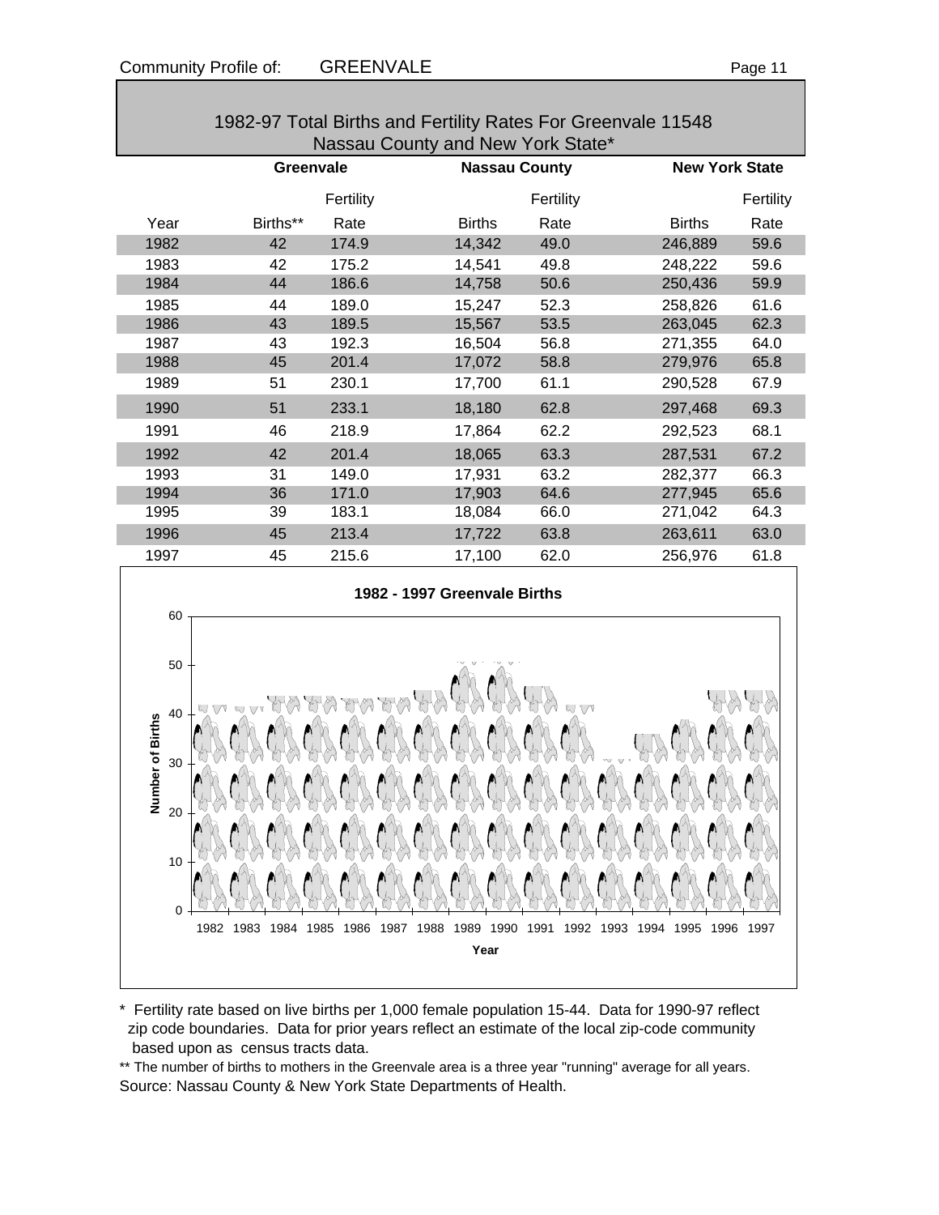## 1982-97 Total Births and Fertility Rates For Greenvale 11548 Nassau County and New York State*

| | Greenvale | | Nassau County | | New York State | |
|---|---|---|---|---|---|---|
| | | Fertility | | Fertility | | Fertility |
| Year | Births** | Rate | Births | Rate | Births | Rate |
| 1982 | 42 | 174.9 | 14,342 | 49.0 | 246,889 | 59.6 |
| 1983 | 42 | 175.2 | 14,541 | 49.8 | 248,222 | 59.6 |
| 1984 | 44 | 186.6 | 14,758 | 50.6 | 250,436 | 59.9 |
| 1985 | 44 | 189.0 | 15,247 | 52.3 | 258,826 | 61.6 |
| 1986 | 43 | 189.5 | 15,567 | 53.5 | 263,045 | 62.3 |
| 1987 | 43 | 192.3 | 16,504 | 56.8 | 271,355 | 64.0 |
| 1988 | 45 | 201.4 | 17,072 | 58.8 | 279,976 | 65.8 |
| 1989 | 51 | 230.1 | 17,700 | 61.1 | 290,528 | 67.9 |
| 1990 | 51 | 233.1 | 18,180 | 62.8 | 297,468 | 69.3 |
| 1991 | 46 | 218.9 | 17,864 | 62.2 | 292,523 | 68.1 |
| 1992 | 42 | 201.4 | 18,065 | 63.3 | 287,531 | 67.2 |
| 1993 | 31 | 149.0 | 17,931 | 63.2 | 282,377 | 66.3 |
| 1994 | 36 | 171.0 | 17,903 | 64.6 | 277,945 | 65.6 |
| 1995 | 39 | 183.1 | 18,084 | 66.0 | 271,042 | 64.3 |
| 1996 | 45 | 213.4 | 17,722 | 63.8 | 263,611 | 63.0 |
| 1997 | 45 | 215.6 | 17,100 | 62.0 | 256,976 | 61.8 |

**1982 - 1997 Greenvale Births**

\* Fertility rate based on live births per 1,000 female population 15-44. Data for 1990-97 reflect zip code boundaries. Data for prior years reflect an estimate of the local zip-code community based upon as census tracts data.

\*\* The number of births to mothers in the Greenvale area is a three year "running" average for all years.

Source: Nassau County & New York State Departments of Health.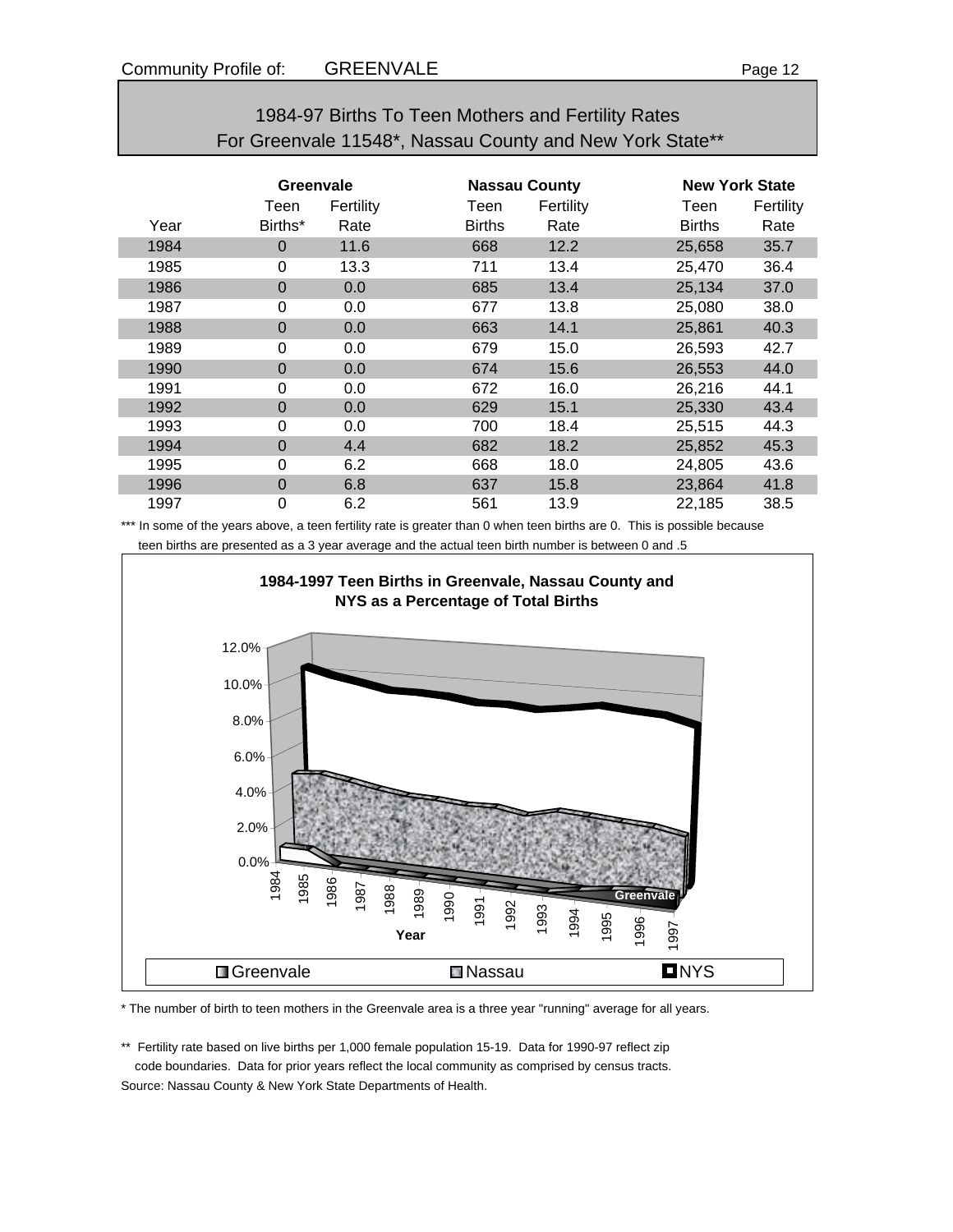# 1984-97 Births To Teen Mothers and Fertility Rates For Greenvale 11548*, Nassau County and New York State**

| | Greenvale | | Nassau County | | New York State | |
|---|---|---|---|---|---|---|
| Year | Teen Births* | Fertility Rate | Teen Births | Fertility Rate | Teen Births | Fertility Rate |
| 1984 | 0 | 11.6 | 668 | 12.2 | 25,658 | 35.7 |
| 1985 | 0 | 13.3 | 711 | 13.4 | 25,470 | 36.4 |
| 1986 | 0 | 0.0 | 685 | 13.4 | 25,134 | 37.0 |
| 1987 | 0 | 0.0 | 677 | 13.8 | 25,080 | 38.0 |
| 1988 | 0 | 0.0 | 663 | 14.1 | 25,861 | 40.3 |
| 1989 | 0 | 0.0 | 679 | 15.0 | 26,593 | 42.7 |
| 1990 | 0 | 0.0 | 674 | 15.6 | 26,553 | 44.0 |
| 1991 | 0 | 0.0 | 672 | 16.0 | 26,216 | 44.1 |
| 1992 | 0 | 0.0 | 629 | 15.1 | 25,330 | 43.4 |
| 1993 | 0 | 0.0 | 700 | 18.4 | 25,515 | 44.3 |
| 1994 | 0 | 4.4 | 682 | 18.2 | 25,852 | 45.3 |
| 1995 | 0 | 6.2 | 668 | 18.0 | 24,805 | 43.6 |
| 1996 | 0 | 6.8 | 637 | 15.8 | 23,864 | 41.8 |
| 1997 | 0 | 6.2 | 561 | 13.9 | 22,185 | 38.5 |

*** In some of the years above, a teen fertility rate is greater than 0 when teen births are 0. This is possible because teen births are presented as a 3 year average and the actual teen birth number is between 0 and .5

**1984-1997 Teen Births in Greenvale, Nassau County and NYS as a Percentage of Total Births**

* The number of birth to teen mothers in the Greenvale area is a three year "running" average for all years.

** Fertility rate based on live births per 1,000 female population 15-19. Data for 1990-97 reflect zip code boundaries. Data for prior years reflect the local community as comprised by census tracts.

Source: Nassau County & New York State Departments of Health.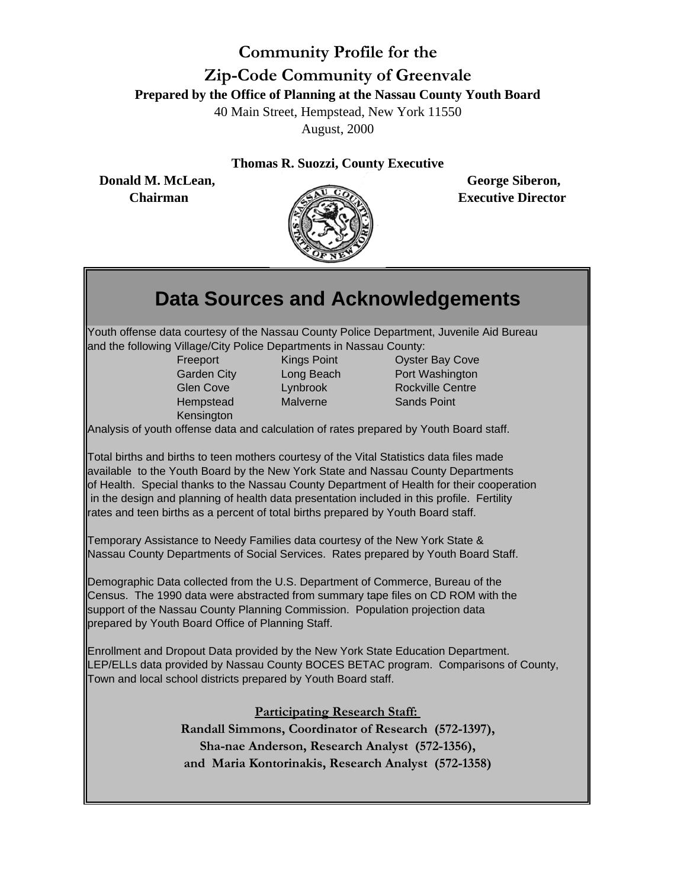# Community Profile for the

# Zip-Code Community of Greenvale

**Prepared by the Office of Planning at the Nassau County Youth Board**

40 Main Street, Hempstead, New York 11550

August, 2000

**Thomas R. Suozzi, County Executive**

**Donald M. McLean, Chairman**

**George Siberon, Executive Director**

## Data Sources and Acknowledgements

Youth offense data courtesy of the Nassau County Police Department, Juvenile Aid Bureau and the following Village/City Police Departments in Nassau County:

| | | |
|---|---|---|
| Freeport | Kings Point | Oyster Bay Cove |
| Garden City | Long Beach | Port Washington |
| Glen Cove | Lynbrook | Rockville Centre |
| Hempstead | Malverne | Sands Point |
| Kensington | | |

Analysis of youth offense data and calculation of rates prepared by Youth Board staff.

Total births and births to teen mothers courtesy of the Vital Statistics data files made available to the Youth Board by the New York State and Nassau County Departments of Health. Special thanks to the Nassau County Department of Health for their cooperation in the design and planning of health data presentation included in this profile. Fertility rates and teen births as a percent of total births prepared by Youth Board staff.

Temporary Assistance to Needy Families data courtesy of the New York State & Nassau County Departments of Social Services. Rates prepared by Youth Board Staff.

Demographic Data collected from the U.S. Department of Commerce, Bureau of the Census. The 1990 data were abstracted from summary tape files on CD ROM with the support of the Nassau County Planning Commission. Population projection data prepared by Youth Board Office of Planning Staff.

Enrollment and Dropout Data provided by the New York State Education Department. LEP/ELLs data provided by Nassau County BOCES BETAC program. Comparisons of County, Town and local school districts prepared by Youth Board staff.

**Participating Research Staff:**

**Randall Simmons, Coordinator of Research (572-1397),**
**Sha-nae Anderson, Research Analyst (572-1356),**
**and Maria Kontorinakis, Research Analyst (572-1358)**